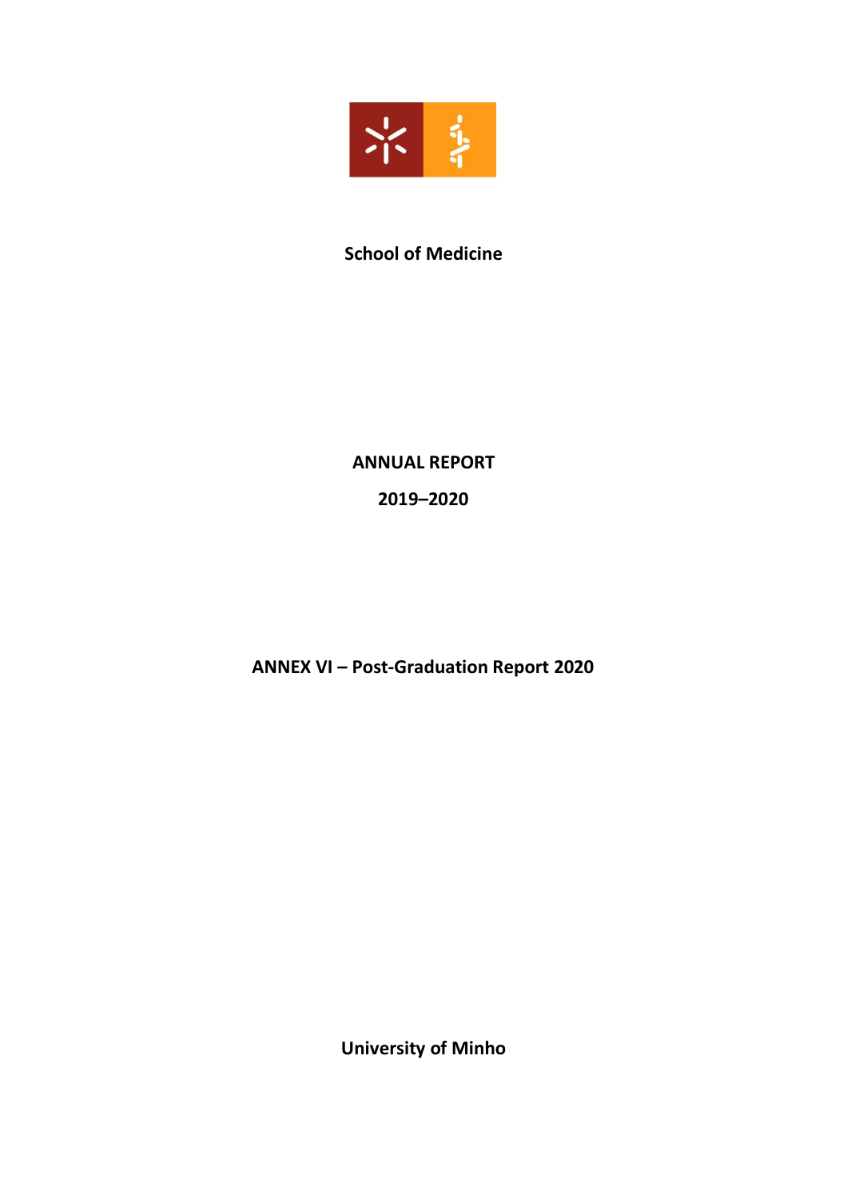**School of Medicine**

# ANNUAL REPORT

# 2019–2020

## ANNEX VI – Post-Graduation Report 2020

**University of Minho**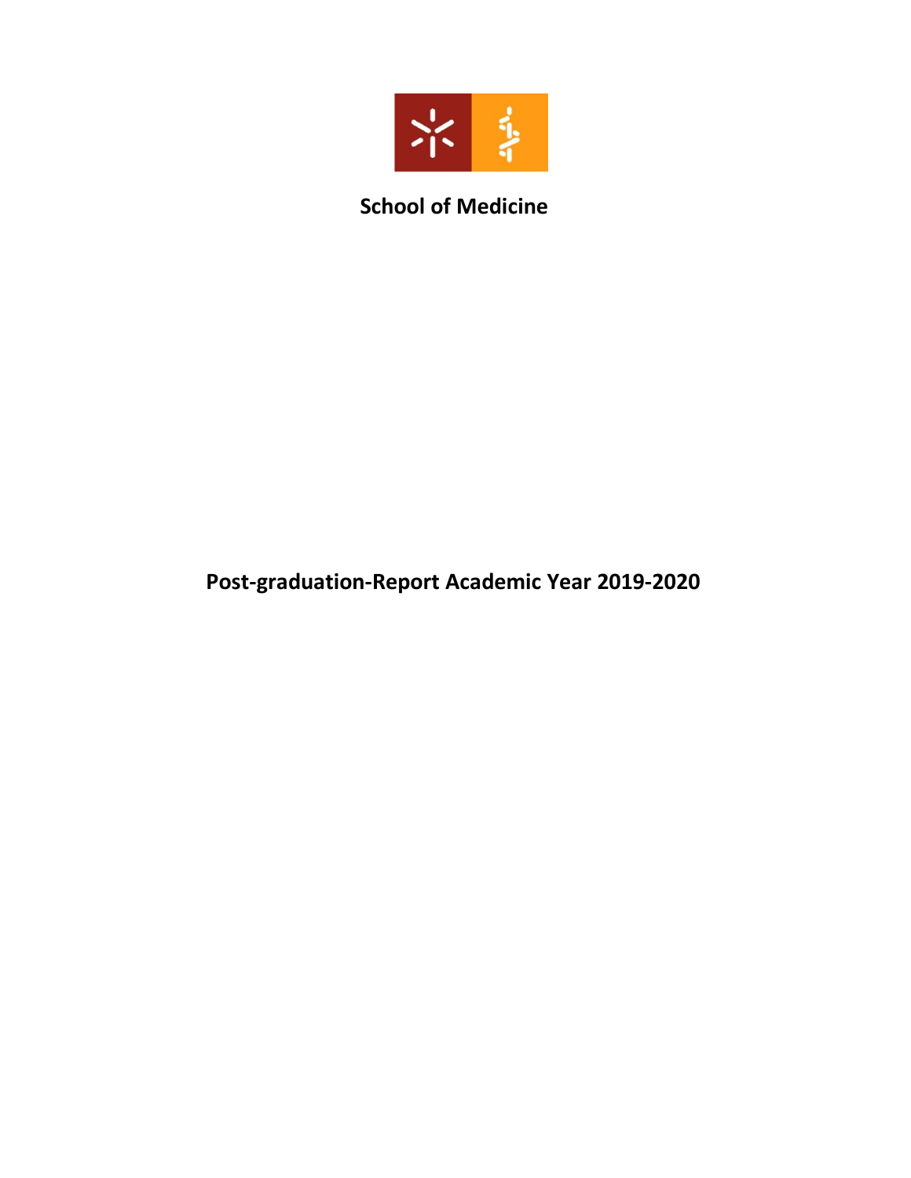**School of Medicine**

# Post-graduation-Report Academic Year 2019-2020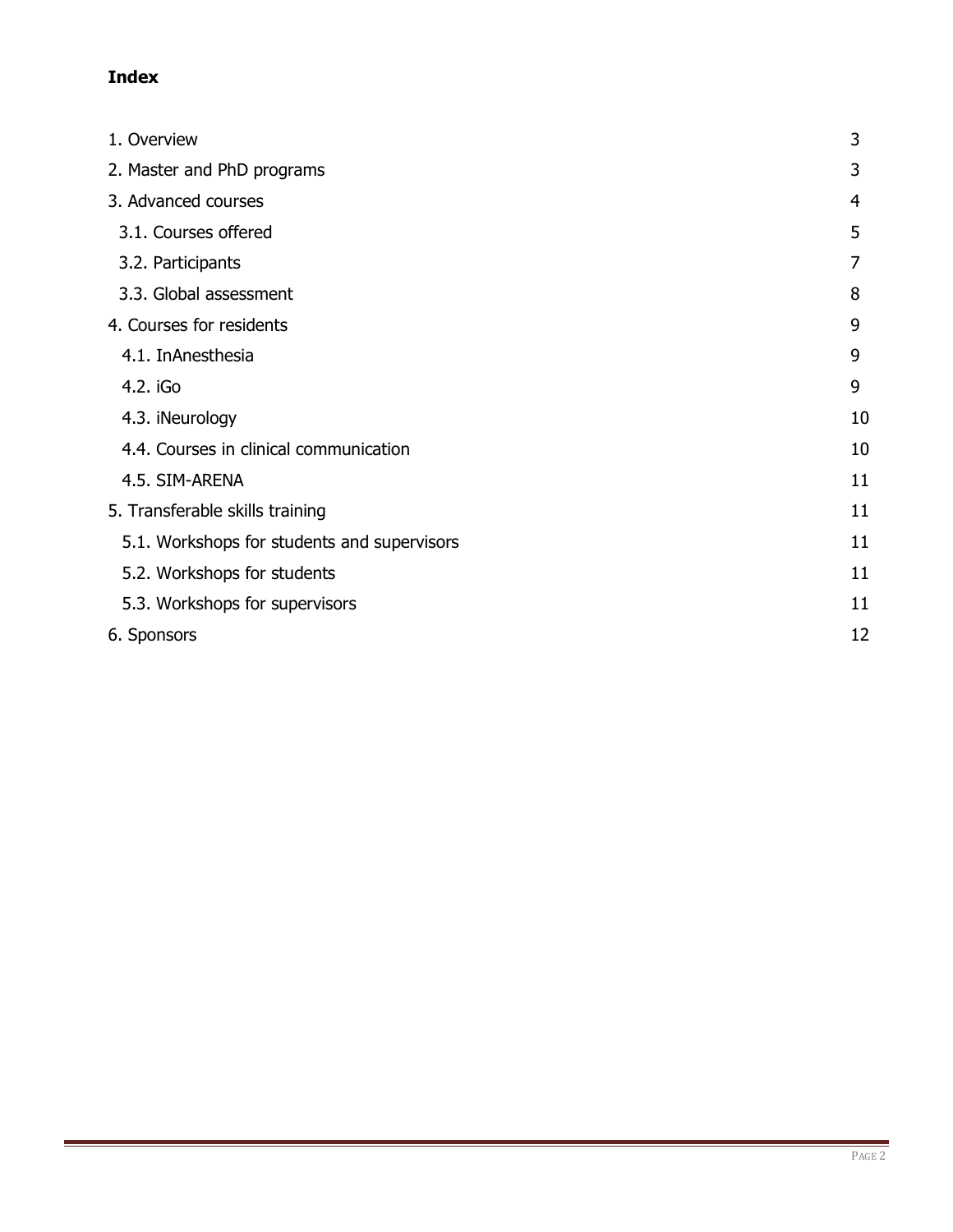**Index**

| | |
|---|---|
| 1. Overview | 3 |
| 2. Master and PhD programs | 3 |
| 3. Advanced courses | 4 |
| 3.1. Courses offered | 5 |
| 3.2. Participants | 7 |
| 3.3. Global assessment | 8 |
| 4. Courses for residents | 9 |
| 4.1. InAnesthesia | 9 |
| 4.2. iGo | 9 |
| 4.3. iNeurology | 10 |
| 4.4. Courses in clinical communication | 10 |
| 4.5. SIM-ARENA | 11 |
| 5. Transferable skills training | 11 |
| 5.1. Workshops for students and supervisors | 11 |
| 5.2. Workshops for students | 11 |
| 5.3. Workshops for supervisors | 11 |
| 6. Sponsors | 12 |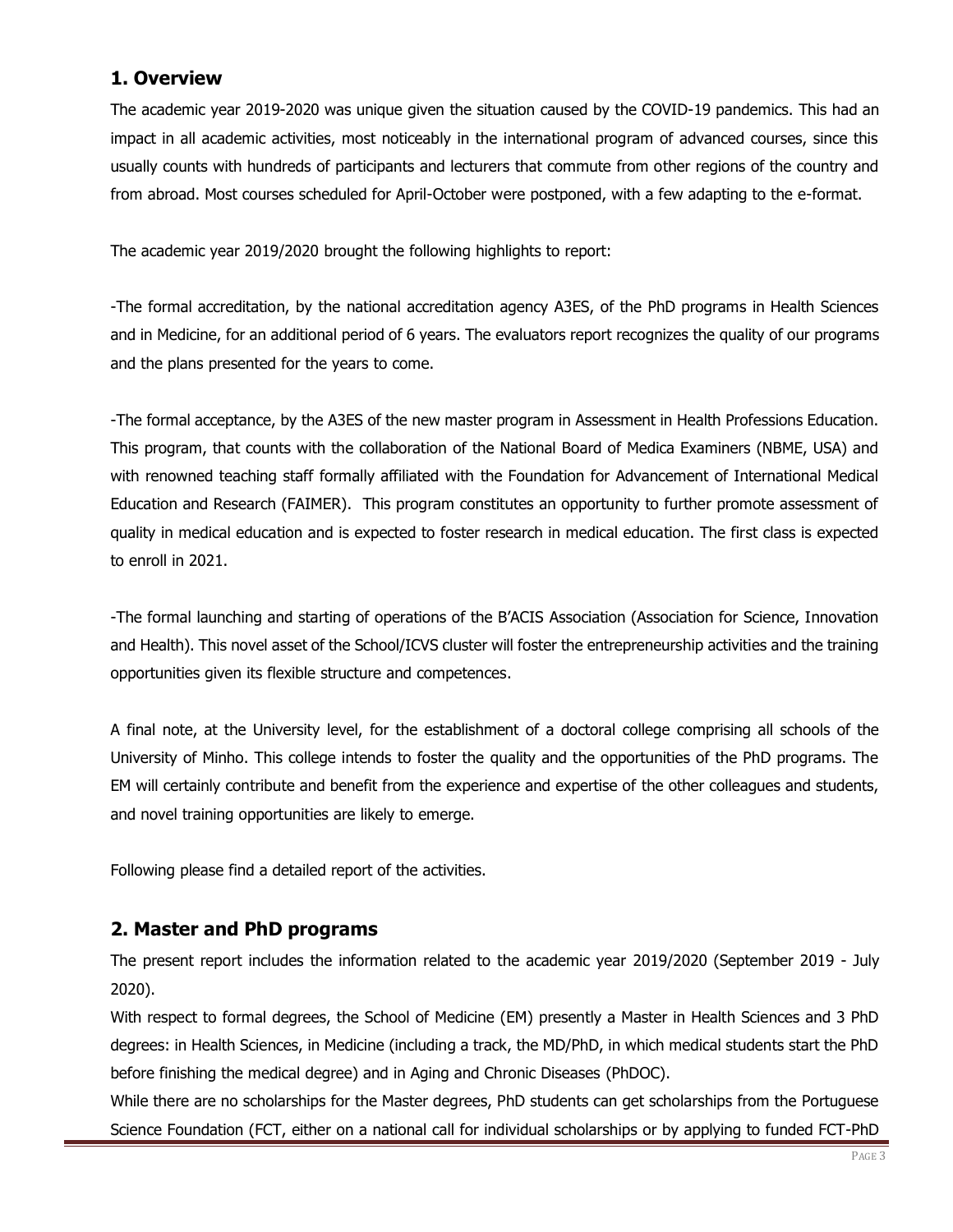## 1. Overview

The academic year 2019-2020 was unique given the situation caused by the COVID-19 pandemics. This had an impact in all academic activities, most noticeably in the international program of advanced courses, since this usually counts with hundreds of participants and lecturers that commute from other regions of the country and from abroad. Most courses scheduled for April-October were postponed, with a few adapting to the e-format.

The academic year 2019/2020 brought the following highlights to report:

-The formal accreditation, by the national accreditation agency A3ES, of the PhD programs in Health Sciences and in Medicine, for an additional period of 6 years. The evaluators report recognizes the quality of our programs and the plans presented for the years to come.

-The formal acceptance, by the A3ES of the new master program in Assessment in Health Professions Education. This program, that counts with the collaboration of the National Board of Medica Examiners (NBME, USA) and with renowned teaching staff formally affiliated with the Foundation for Advancement of International Medical Education and Research (FAIMER). This program constitutes an opportunity to further promote assessment of quality in medical education and is expected to foster research in medical education. The first class is expected to enroll in 2021.

-The formal launching and starting of operations of the B'ACIS Association (Association for Science, Innovation and Health). This novel asset of the School/ICVS cluster will foster the entrepreneurship activities and the training opportunities given its flexible structure and competences.

A final note, at the University level, for the establishment of a doctoral college comprising all schools of the University of Minho. This college intends to foster the quality and the opportunities of the PhD programs. The EM will certainly contribute and benefit from the experience and expertise of the other colleagues and students, and novel training opportunities are likely to emerge.

Following please find a detailed report of the activities.

## 2. Master and PhD programs

The present report includes the information related to the academic year 2019/2020 (September 2019 - July 2020).

With respect to formal degrees, the School of Medicine (EM) presently a Master in Health Sciences and 3 PhD degrees: in Health Sciences, in Medicine (including a track, the MD/PhD, in which medical students start the PhD before finishing the medical degree) and in Aging and Chronic Diseases (PhDOC).

While there are no scholarships for the Master degrees, PhD students can get scholarships from the Portuguese Science Foundation (FCT, either on a national call for individual scholarships or by applying to funded FCT-PhD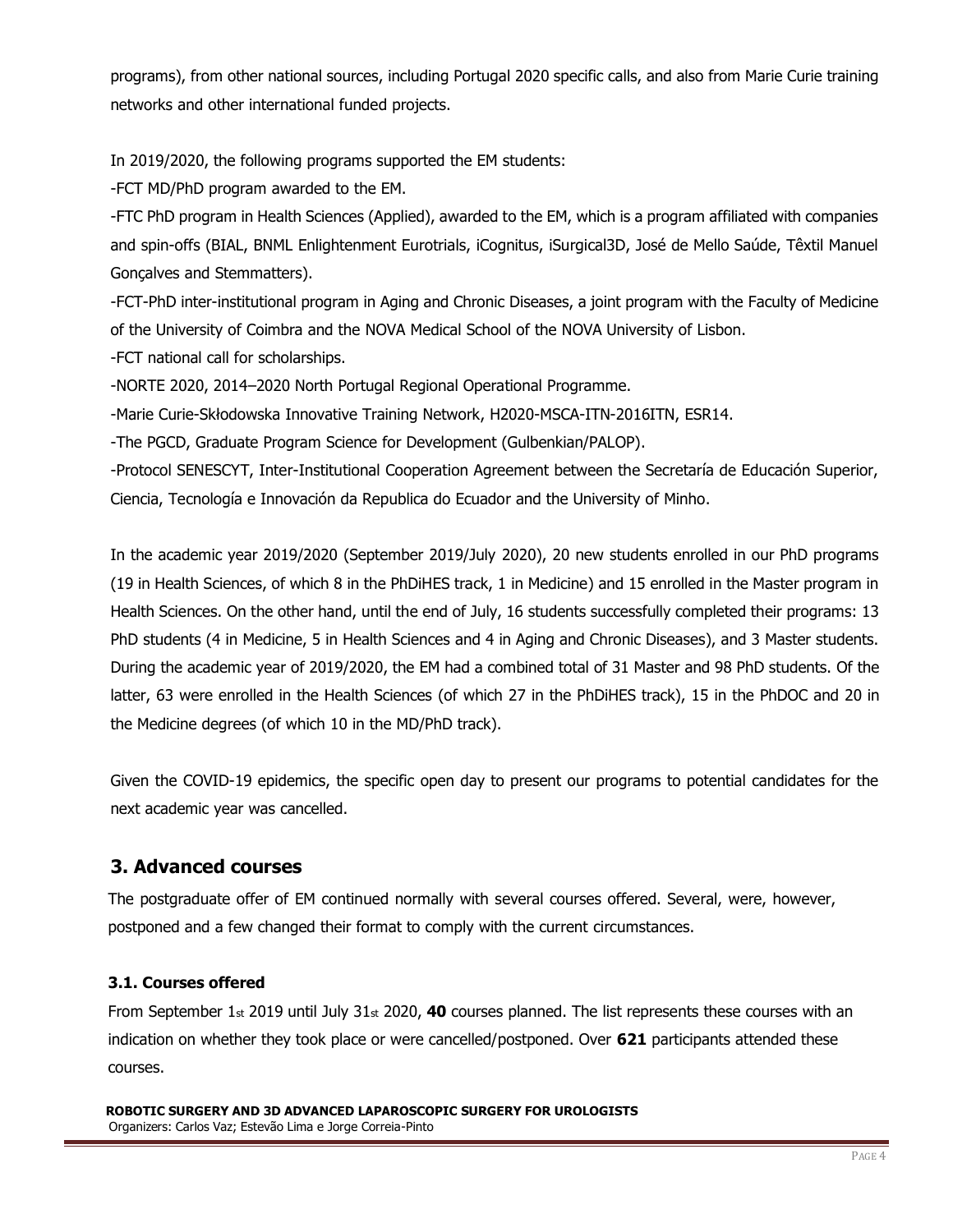programs), from other national sources, including Portugal 2020 specific calls, and also from Marie Curie training networks and other international funded projects.

In 2019/2020, the following programs supported the EM students:

-FCT MD/PhD program awarded to the EM.

-FTC PhD program in Health Sciences (Applied), awarded to the EM, which is a program affiliated with companies and spin-offs (BIAL, BNML Enlightenment Eurotrials, iCognitus, iSurgical3D, José de Mello Saúde, Têxtil Manuel Gonçalves and Stemmatters).

-FCT-PhD inter-institutional program in Aging and Chronic Diseases, a joint program with the Faculty of Medicine of the University of Coimbra and the NOVA Medical School of the NOVA University of Lisbon.

-FCT national call for scholarships.

-NORTE 2020, 2014–2020 North Portugal Regional Operational Programme.

-Marie Curie-Skłodowska Innovative Training Network, H2020-MSCA-ITN-2016ITN, ESR14.

-The PGCD, Graduate Program Science for Development (Gulbenkian/PALOP).

-Protocol SENESCYT, Inter-Institutional Cooperation Agreement between the Secretaría de Educación Superior, Ciencia, Tecnología e Innovación da Republica do Ecuador and the University of Minho.

In the academic year 2019/2020 (September 2019/July 2020), 20 new students enrolled in our PhD programs (19 in Health Sciences, of which 8 in the PhDiHES track, 1 in Medicine) and 15 enrolled in the Master program in Health Sciences. On the other hand, until the end of July, 16 students successfully completed their programs: 13 PhD students (4 in Medicine, 5 in Health Sciences and 4 in Aging and Chronic Diseases), and 3 Master students. During the academic year of 2019/2020, the EM had a combined total of 31 Master and 98 PhD students. Of the latter, 63 were enrolled in the Health Sciences (of which 27 in the PhDiHES track), 15 in the PhDOC and 20 in the Medicine degrees (of which 10 in the MD/PhD track).

Given the COVID-19 epidemics, the specific open day to present our programs to potential candidates for the next academic year was cancelled.

## 3. Advanced courses

The postgraduate offer of EM continued normally with several courses offered. Several, were, however, postponed and a few changed their format to comply with the current circumstances.

### 3.1. Courses offered

From September 1st 2019 until July 31st 2020, **40** courses planned. The list represents these courses with an indication on whether they took place or were cancelled/postponed. Over **621** participants attended these courses.

**ROBOTIC SURGERY AND 3D ADVANCED LAPAROSCOPIC SURGERY FOR UROLOGISTS**
Organizers: Carlos Vaz; Estevão Lima e Jorge Correia-Pinto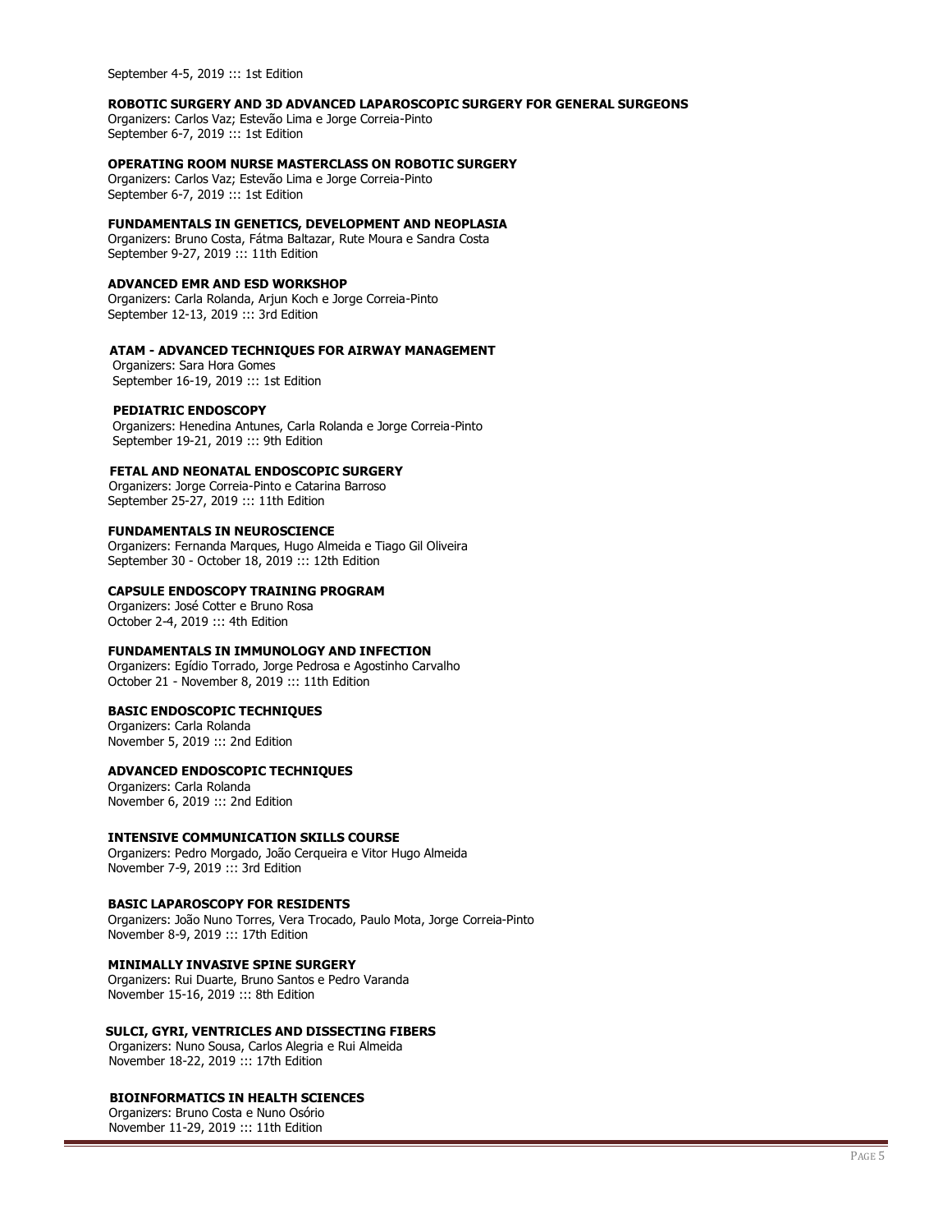September 4-5, 2019 ::: 1st Edition

**ROBOTIC SURGERY AND 3D ADVANCED LAPAROSCOPIC SURGERY FOR GENERAL SURGEONS**
Organizers: Carlos Vaz; Estevão Lima e Jorge Correia-Pinto
September 6-7, 2019 ::: 1st Edition

**OPERATING ROOM NURSE MASTERCLASS ON ROBOTIC SURGERY**
Organizers: Carlos Vaz; Estevão Lima e Jorge Correia-Pinto
September 6-7, 2019 ::: 1st Edition

**FUNDAMENTALS IN GENETICS, DEVELOPMENT AND NEOPLASIA**
Organizers: Bruno Costa, Fátma Baltazar, Rute Moura e Sandra Costa
September 9-27, 2019 ::: 11th Edition

**ADVANCED EMR AND ESD WORKSHOP**
Organizers: Carla Rolanda, Arjun Koch e Jorge Correia-Pinto
September 12-13, 2019 ::: 3rd Edition

**ATAM - ADVANCED TECHNIQUES FOR AIRWAY MANAGEMENT**
Organizers: Sara Hora Gomes
September 16-19, 2019 ::: 1st Edition

**PEDIATRIC ENDOSCOPY**
Organizers: Henedina Antunes, Carla Rolanda e Jorge Correia-Pinto
September 19-21, 2019 ::: 9th Edition

**FETAL AND NEONATAL ENDOSCOPIC SURGERY**
Organizers: Jorge Correia-Pinto e Catarina Barroso
September 25-27, 2019 ::: 11th Edition

**FUNDAMENTALS IN NEUROSCIENCE**
Organizers: Fernanda Marques, Hugo Almeida e Tiago Gil Oliveira
September 30 - October 18, 2019 ::: 12th Edition

**CAPSULE ENDOSCOPY TRAINING PROGRAM**
Organizers: José Cotter e Bruno Rosa
October 2-4, 2019 ::: 4th Edition

**FUNDAMENTALS IN IMMUNOLOGY AND INFECTION**
Organizers: Egídio Torrado, Jorge Pedrosa e Agostinho Carvalho
October 21 - November 8, 2019 ::: 11th Edition

**BASIC ENDOSCOPIC TECHNIQUES**
Organizers: Carla Rolanda
November 5, 2019 ::: 2nd Edition

**ADVANCED ENDOSCOPIC TECHNIQUES**
Organizers: Carla Rolanda
November 6, 2019 ::: 2nd Edition

**INTENSIVE COMMUNICATION SKILLS COURSE**
Organizers: Pedro Morgado, João Cerqueira e Vitor Hugo Almeida
November 7-9, 2019 ::: 3rd Edition

**BASIC LAPAROSCOPY FOR RESIDENTS**
Organizers: João Nuno Torres, Vera Trocado, Paulo Mota, Jorge Correia-Pinto
November 8-9, 2019 ::: 17th Edition

**MINIMALLY INVASIVE SPINE SURGERY**
Organizers: Rui Duarte, Bruno Santos e Pedro Varanda
November 15-16, 2019 ::: 8th Edition

**SULCI, GYRI, VENTRICLES AND DISSECTING FIBERS**
Organizers: Nuno Sousa, Carlos Alegria e Rui Almeida
November 18-22, 2019 ::: 17th Edition

**BIOINFORMATICS IN HEALTH SCIENCES**
Organizers: Bruno Costa e Nuno Osório
November 11-29, 2019 ::: 11th Edition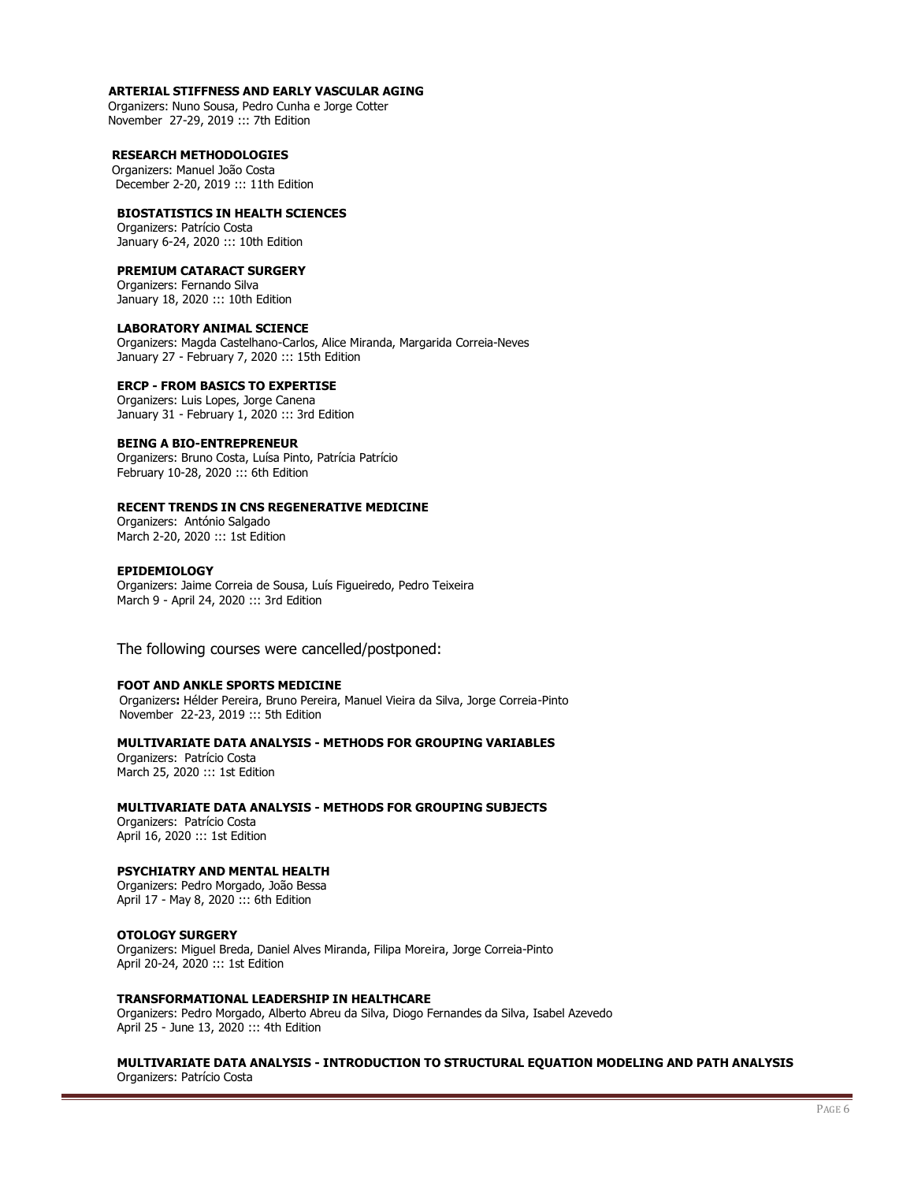**ARTERIAL STIFFNESS AND EARLY VASCULAR AGING**
Organizers: Nuno Sousa, Pedro Cunha e Jorge Cotter
November 27-29, 2019 ::: 7th Edition

**RESEARCH METHODOLOGIES**
Organizers: Manuel João Costa
December 2-20, 2019 ::: 11th Edition

**BIOSTATISTICS IN HEALTH SCIENCES**
Organizers: Patrício Costa
January 6-24, 2020 ::: 10th Edition

**PREMIUM CATARACT SURGERY**
Organizers: Fernando Silva
January 18, 2020 ::: 10th Edition

**LABORATORY ANIMAL SCIENCE**
Organizers: Magda Castelhano-Carlos, Alice Miranda, Margarida Correia-Neves
January 27 - February 7, 2020 ::: 15th Edition

**ERCP - FROM BASICS TO EXPERTISE**
Organizers: Luis Lopes, Jorge Canena
January 31 - February 1, 2020 ::: 3rd Edition

**BEING A BIO-ENTREPRENEUR**
Organizers: Bruno Costa, Luísa Pinto, Patrícia Patrício
February 10-28, 2020 ::: 6th Edition

**RECENT TRENDS IN CNS REGENERATIVE MEDICINE**
Organizers: António Salgado
March 2-20, 2020 ::: 1st Edition

**EPIDEMIOLOGY**
Organizers: Jaime Correia de Sousa, Luís Figueiredo, Pedro Teixeira
March 9 - April 24, 2020 ::: 3rd Edition

The following courses were cancelled/postponed:

**FOOT AND ANKLE SPORTS MEDICINE**
Organizers**:** Hélder Pereira, Bruno Pereira, Manuel Vieira da Silva, Jorge Correia-Pinto
November 22-23, 2019 ::: 5th Edition

**MULTIVARIATE DATA ANALYSIS - METHODS FOR GROUPING VARIABLES**
Organizers: Patrício Costa
March 25, 2020 ::: 1st Edition

**MULTIVARIATE DATA ANALYSIS - METHODS FOR GROUPING SUBJECTS**
Organizers: Patrício Costa
April 16, 2020 ::: 1st Edition

**PSYCHIATRY AND MENTAL HEALTH**
Organizers: Pedro Morgado, João Bessa
April 17 - May 8, 2020 ::: 6th Edition

**OTOLOGY SURGERY**
Organizers: Miguel Breda, Daniel Alves Miranda, Filipa Moreira, Jorge Correia-Pinto
April 20-24, 2020 ::: 1st Edition

**TRANSFORMATIONAL LEADERSHIP IN HEALTHCARE**
Organizers: Pedro Morgado, Alberto Abreu da Silva, Diogo Fernandes da Silva, Isabel Azevedo
April 25 - June 13, 2020 ::: 4th Edition

**MULTIVARIATE DATA ANALYSIS - INTRODUCTION TO STRUCTURAL EQUATION MODELING AND PATH ANALYSIS**
Organizers: Patrício Costa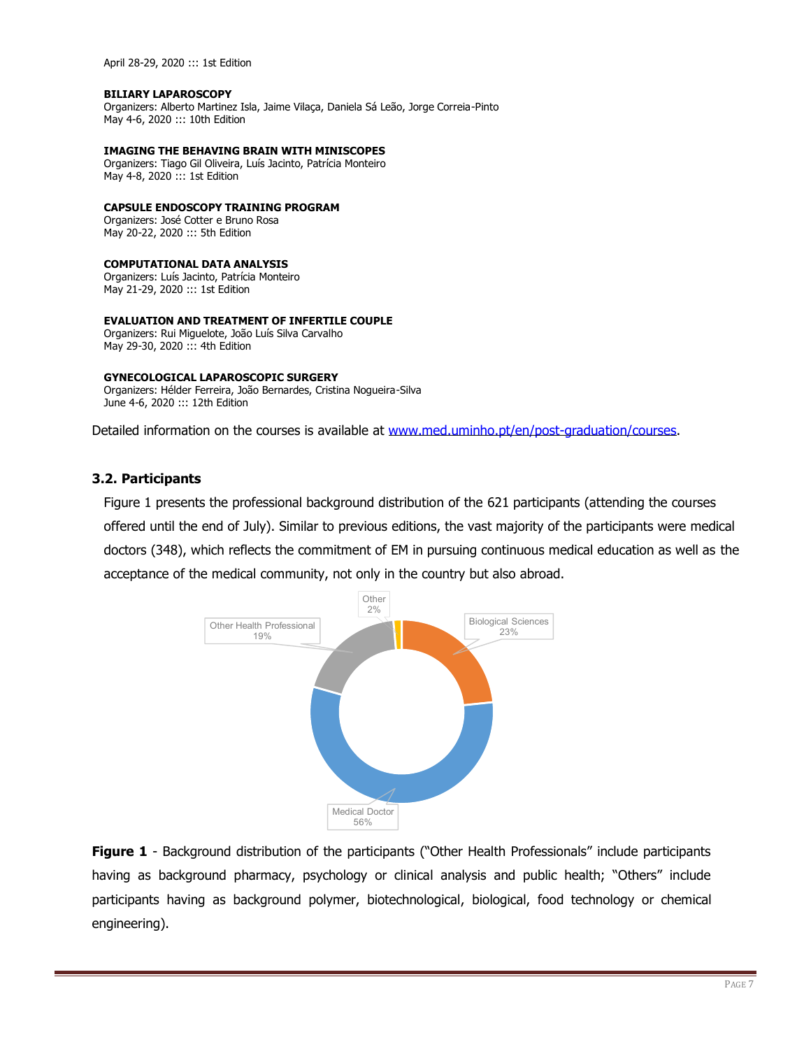April 28-29, 2020 ::: 1st Edition

**BILIARY LAPAROSCOPY**
Organizers: Alberto Martinez Isla, Jaime Vilaça, Daniela Sá Leão, Jorge Correia-Pinto
May 4-6, 2020 ::: 10th Edition

**IMAGING THE BEHAVING BRAIN WITH MINISCOPES**
Organizers: Tiago Gil Oliveira, Luís Jacinto, Patrícia Monteiro
May 4-8, 2020 ::: 1st Edition

**CAPSULE ENDOSCOPY TRAINING PROGRAM**
Organizers: José Cotter e Bruno Rosa
May 20-22, 2020 ::: 5th Edition

**COMPUTATIONAL DATA ANALYSIS**
Organizers: Luís Jacinto, Patrícia Monteiro
May 21-29, 2020 ::: 1st Edition

**EVALUATION AND TREATMENT OF INFERTILE COUPLE**
Organizers: Rui Miguelote, João Luís Silva Carvalho
May 29-30, 2020 ::: 4th Edition

**GYNECOLOGICAL LAPAROSCOPIC SURGERY**
Organizers: Hélder Ferreira, João Bernardes, Cristina Nogueira-Silva
June 4-6, 2020 ::: 12th Edition

Detailed information on the courses is available at www.med.uminho.pt/en/post-graduation/courses.

### 3.2. Participants

Figure 1 presents the professional background distribution of the 621 participants (attending the courses offered until the end of July). Similar to previous editions, the vast majority of the participants were medical doctors (348), which reflects the commitment of EM in pursuing continuous medical education as well as the acceptance of the medical community, not only in the country but also abroad.

Other 2%; Biological Sciences 23%; Other Health Professional 19%; Medical Doctor 56%

**Figure 1** - Background distribution of the participants ("Other Health Professionals" include participants having as background pharmacy, psychology or clinical analysis and public health; "Others" include participants having as background polymer, biotechnological, biological, food technology or chemical engineering).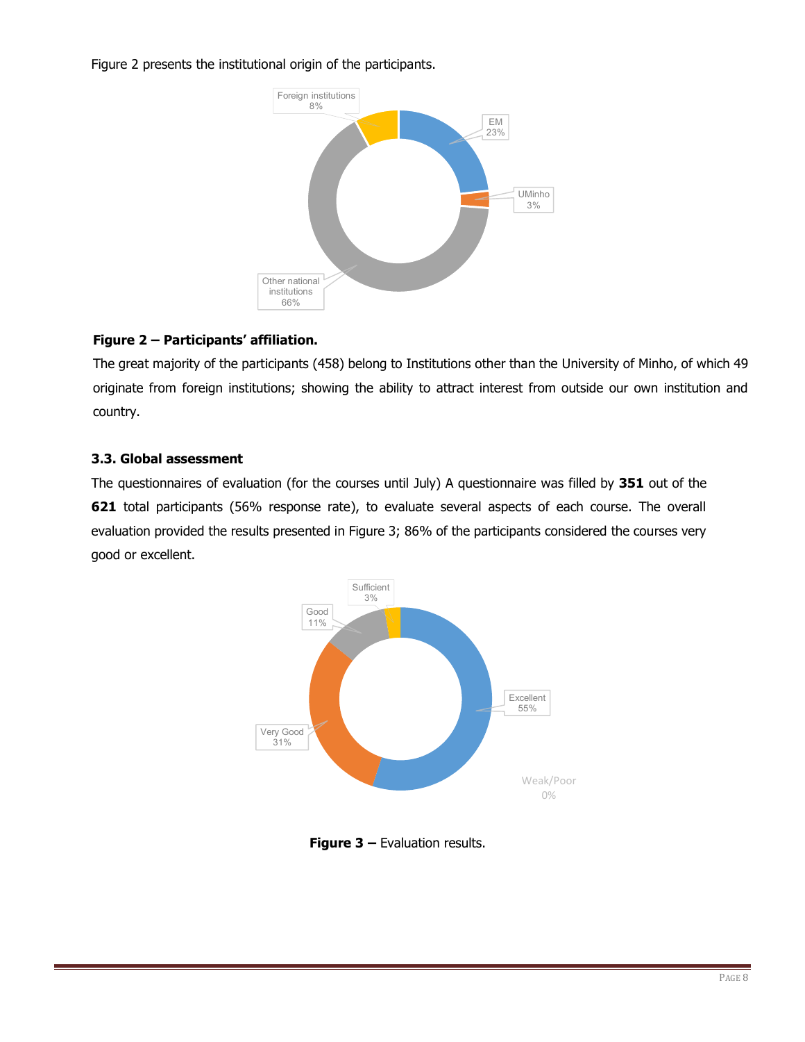Figure 2 presents the institutional origin of the participants.

**Figure 2 – Participants' affiliation.**

The great majority of the participants (458) belong to Institutions other than the University of Minho, of which 49 originate from foreign institutions; showing the ability to attract interest from outside our own institution and country.

### 3.3. Global assessment

The questionnaires of evaluation (for the courses until July) A questionnaire was filled by **351** out of the **621** total participants (56% response rate), to evaluate several aspects of each course. The overall evaluation provided the results presented in Figure 3; 86% of the participants considered the courses very good or excellent.

**Figure 3 –** Evaluation results.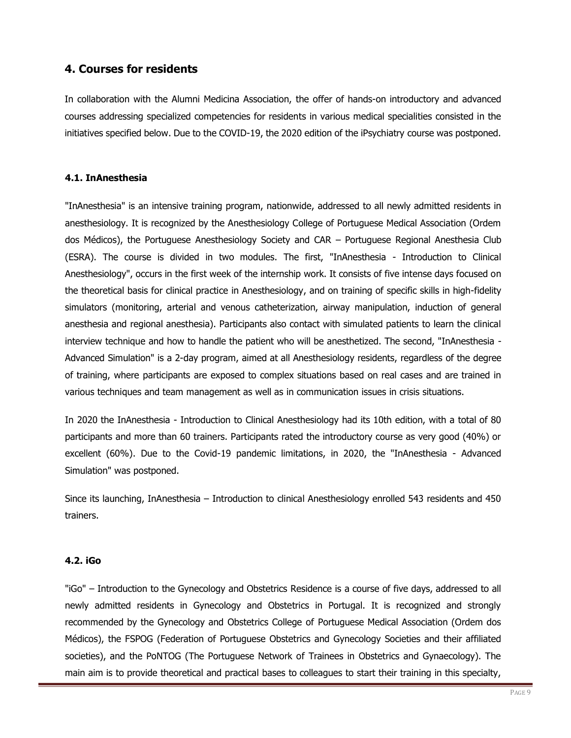## 4. Courses for residents

In collaboration with the Alumni Medicina Association, the offer of hands-on introductory and advanced courses addressing specialized competencies for residents in various medical specialities consisted in the initiatives specified below. Due to the COVID-19, the 2020 edition of the iPsychiatry course was postponed.

### 4.1. InAnesthesia

"InAnesthesia" is an intensive training program, nationwide, addressed to all newly admitted residents in anesthesiology. It is recognized by the Anesthesiology College of Portuguese Medical Association (Ordem dos Médicos), the Portuguese Anesthesiology Society and CAR – Portuguese Regional Anesthesia Club (ESRA). The course is divided in two modules. The first, "InAnesthesia - Introduction to Clinical Anesthesiology", occurs in the first week of the internship work. It consists of five intense days focused on the theoretical basis for clinical practice in Anesthesiology, and on training of specific skills in high-fidelity simulators (monitoring, arterial and venous catheterization, airway manipulation, induction of general anesthesia and regional anesthesia). Participants also contact with simulated patients to learn the clinical interview technique and how to handle the patient who will be anesthetized. The second, "InAnesthesia - Advanced Simulation" is a 2-day program, aimed at all Anesthesiology residents, regardless of the degree of training, where participants are exposed to complex situations based on real cases and are trained in various techniques and team management as well as in communication issues in crisis situations.

In 2020 the InAnesthesia - Introduction to Clinical Anesthesiology had its 10th edition, with a total of 80 participants and more than 60 trainers. Participants rated the introductory course as very good (40%) or excellent (60%). Due to the Covid-19 pandemic limitations, in 2020, the "InAnesthesia - Advanced Simulation" was postponed.

Since its launching, InAnesthesia – Introduction to clinical Anesthesiology enrolled 543 residents and 450 trainers.

### 4.2. iGo

"iGo" – Introduction to the Gynecology and Obstetrics Residence is a course of five days, addressed to all newly admitted residents in Gynecology and Obstetrics in Portugal. It is recognized and strongly recommended by the Gynecology and Obstetrics College of Portuguese Medical Association (Ordem dos Médicos), the FSPOG (Federation of Portuguese Obstetrics and Gynecology Societies and their affiliated societies), and the PoNTOG (The Portuguese Network of Trainees in Obstetrics and Gynaecology). The main aim is to provide theoretical and practical bases to colleagues to start their training in this specialty,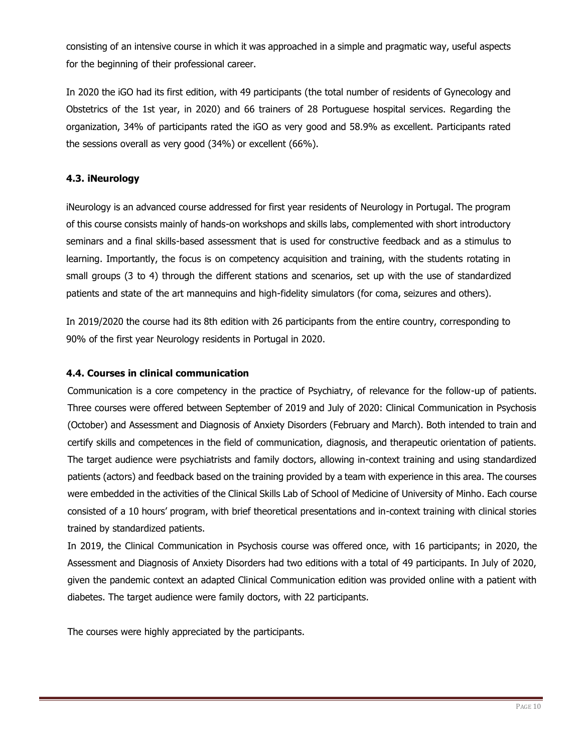consisting of an intensive course in which it was approached in a simple and pragmatic way, useful aspects for the beginning of their professional career.

In 2020 the iGO had its first edition, with 49 participants (the total number of residents of Gynecology and Obstetrics of the 1st year, in 2020) and 66 trainers of 28 Portuguese hospital services. Regarding the organization, 34% of participants rated the iGO as very good and 58.9% as excellent. Participants rated the sessions overall as very good (34%) or excellent (66%).

### 4.3. iNeurology

iNeurology is an advanced course addressed for first year residents of Neurology in Portugal. The program of this course consists mainly of hands-on workshops and skills labs, complemented with short introductory seminars and a final skills-based assessment that is used for constructive feedback and as a stimulus to learning. Importantly, the focus is on competency acquisition and training, with the students rotating in small groups (3 to 4) through the different stations and scenarios, set up with the use of standardized patients and state of the art mannequins and high-fidelity simulators (for coma, seizures and others).

In 2019/2020 the course had its 8th edition with 26 participants from the entire country, corresponding to 90% of the first year Neurology residents in Portugal in 2020.

### 4.4. Courses in clinical communication

Communication is a core competency in the practice of Psychiatry, of relevance for the follow-up of patients. Three courses were offered between September of 2019 and July of 2020: Clinical Communication in Psychosis (October) and Assessment and Diagnosis of Anxiety Disorders (February and March). Both intended to train and certify skills and competences in the field of communication, diagnosis, and therapeutic orientation of patients. The target audience were psychiatrists and family doctors, allowing in-context training and using standardized patients (actors) and feedback based on the training provided by a team with experience in this area. The courses were embedded in the activities of the Clinical Skills Lab of School of Medicine of University of Minho. Each course consisted of a 10 hours' program, with brief theoretical presentations and in-context training with clinical stories trained by standardized patients.

In 2019, the Clinical Communication in Psychosis course was offered once, with 16 participants; in 2020, the Assessment and Diagnosis of Anxiety Disorders had two editions with a total of 49 participants. In July of 2020, given the pandemic context an adapted Clinical Communication edition was provided online with a patient with diabetes. The target audience were family doctors, with 22 participants.

The courses were highly appreciated by the participants.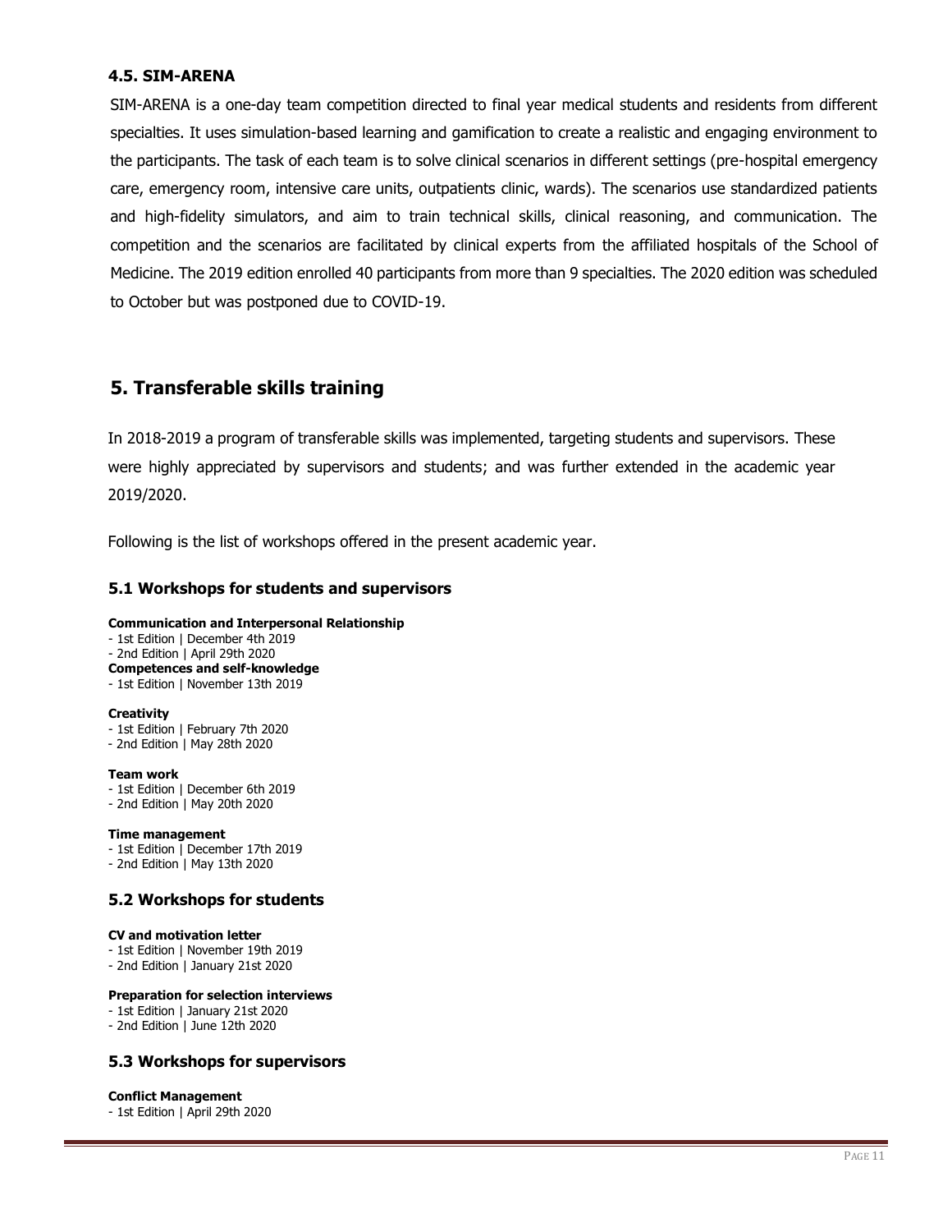### 4.5. SIM-ARENA

SIM-ARENA is a one-day team competition directed to final year medical students and residents from different specialties. It uses simulation-based learning and gamification to create a realistic and engaging environment to the participants. The task of each team is to solve clinical scenarios in different settings (pre-hospital emergency care, emergency room, intensive care units, outpatients clinic, wards). The scenarios use standardized patients and high-fidelity simulators, and aim to train technical skills, clinical reasoning, and communication. The competition and the scenarios are facilitated by clinical experts from the affiliated hospitals of the School of Medicine. The 2019 edition enrolled 40 participants from more than 9 specialties. The 2020 edition was scheduled to October but was postponed due to COVID-19.

## 5. Transferable skills training

In 2018-2019 a program of transferable skills was implemented, targeting students and supervisors. These were highly appreciated by supervisors and students; and was further extended in the academic year 2019/2020.

Following is the list of workshops offered in the present academic year.

### 5.1 Workshops for students and supervisors

**Communication and Interpersonal Relationship**
- 1st Edition | December 4th 2019
- 2nd Edition | April 29th 2020

**Competences and self-knowledge**
- 1st Edition | November 13th 2019

**Creativity**
- 1st Edition | February 7th 2020
- 2nd Edition | May 28th 2020

**Team work**
- 1st Edition | December 6th 2019
- 2nd Edition | May 20th 2020

**Time management**
- 1st Edition | December 17th 2019
- 2nd Edition | May 13th 2020

### 5.2 Workshops for students

**CV and motivation letter**
- 1st Edition | November 19th 2019
- 2nd Edition | January 21st 2020

**Preparation for selection interviews**
- 1st Edition | January 21st 2020
- 2nd Edition | June 12th 2020

### 5.3 Workshops for supervisors

**Conflict Management**
- 1st Edition | April 29th 2020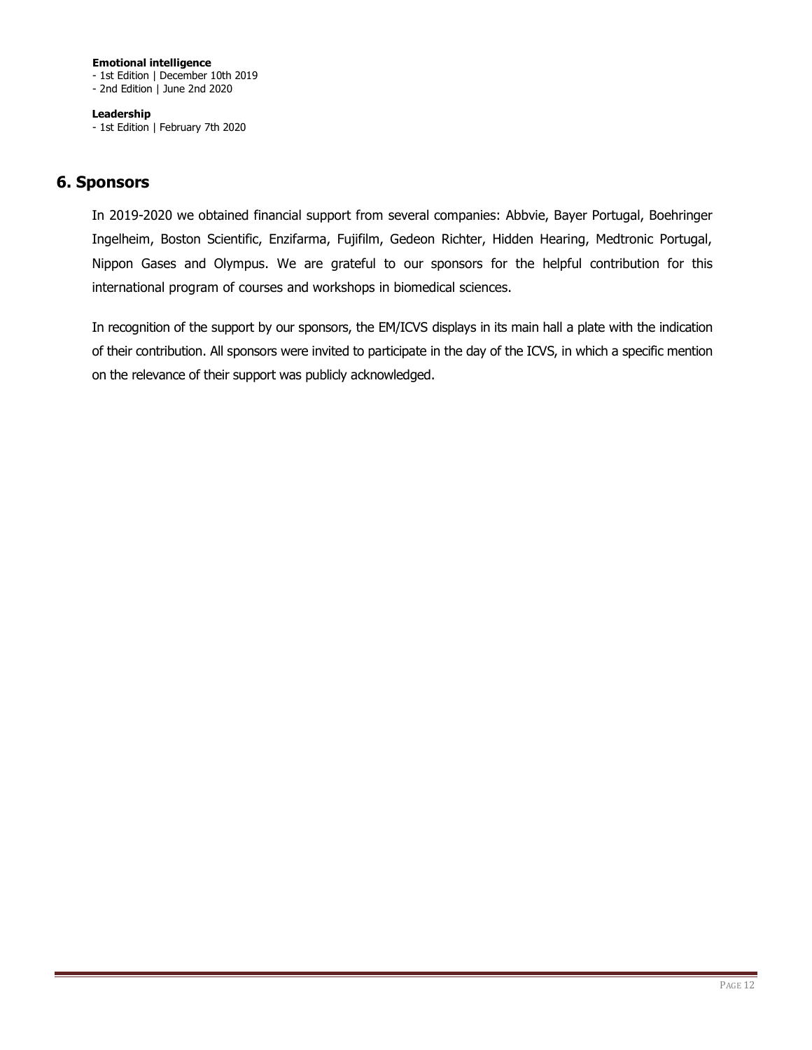**Emotional intelligence**
- 1st Edition | December 10th 2019
- 2nd Edition | June 2nd 2020

**Leadership**
- 1st Edition | February 7th 2020

## 6. Sponsors

In 2019-2020 we obtained financial support from several companies: Abbvie, Bayer Portugal, Boehringer Ingelheim, Boston Scientific, Enzifarma, Fujifilm, Gedeon Richter, Hidden Hearing, Medtronic Portugal, Nippon Gases and Olympus. We are grateful to our sponsors for the helpful contribution for this international program of courses and workshops in biomedical sciences.

In recognition of the support by our sponsors, the EM/ICVS displays in its main hall a plate with the indication of their contribution. All sponsors were invited to participate in the day of the ICVS, in which a specific mention on the relevance of their support was publicly acknowledged.